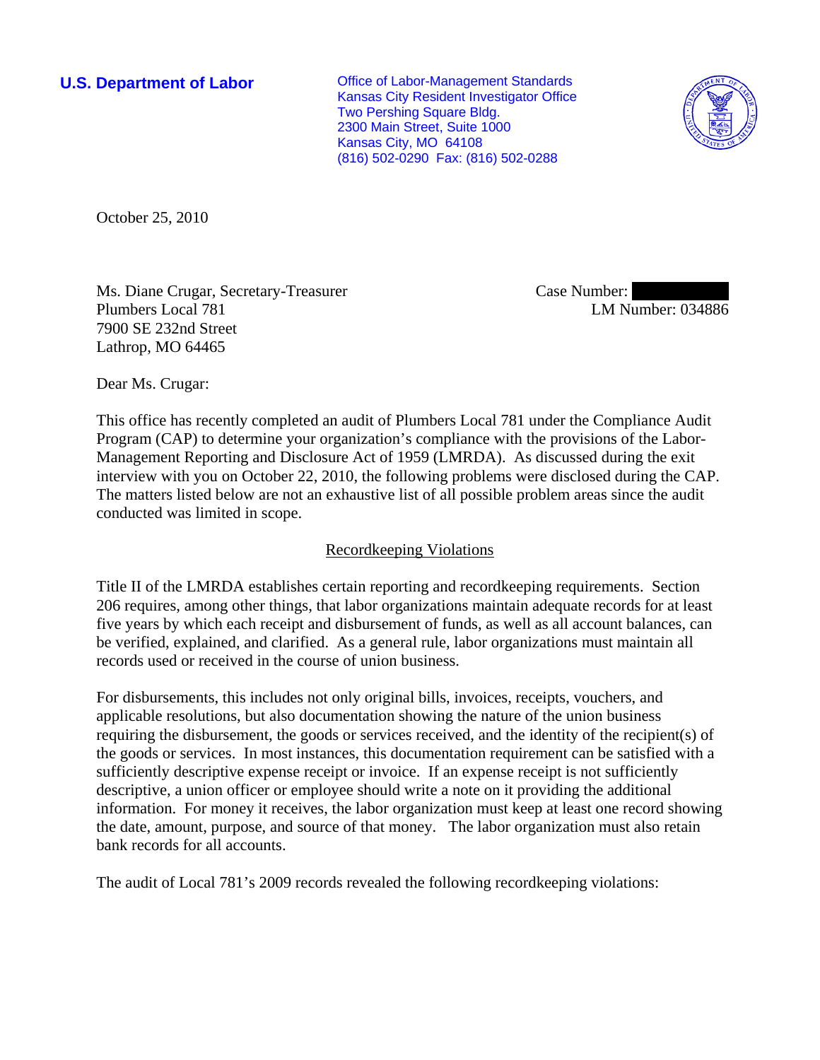**U.S. Department of Labor**

Office of Labor-Management Standards
Kansas City Resident Investigator Office
Two Pershing Square Bldg.
2300 Main Street, Suite 1000
Kansas City, MO 64108
(816) 502-0290 Fax: (816) 502-0288

October 25, 2010

Ms. Diane Crugar, Secretary-Treasurer
Plumbers Local 781
7900 SE 232nd Street
Lathrop, MO 64465

Case Number:
LM Number: 034886

Dear Ms. Crugar:

This office has recently completed an audit of Plumbers Local 781 under the Compliance Audit Program (CAP) to determine your organization's compliance with the provisions of the Labor-Management Reporting and Disclosure Act of 1959 (LMRDA). As discussed during the exit interview with you on October 22, 2010, the following problems were disclosed during the CAP. The matters listed below are not an exhaustive list of all possible problem areas since the audit conducted was limited in scope.

## Recordkeeping Violations

Title II of the LMRDA establishes certain reporting and recordkeeping requirements. Section 206 requires, among other things, that labor organizations maintain adequate records for at least five years by which each receipt and disbursement of funds, as well as all account balances, can be verified, explained, and clarified. As a general rule, labor organizations must maintain all records used or received in the course of union business.

For disbursements, this includes not only original bills, invoices, receipts, vouchers, and applicable resolutions, but also documentation showing the nature of the union business requiring the disbursement, the goods or services received, and the identity of the recipient(s) of the goods or services. In most instances, this documentation requirement can be satisfied with a sufficiently descriptive expense receipt or invoice. If an expense receipt is not sufficiently descriptive, a union officer or employee should write a note on it providing the additional information. For money it receives, the labor organization must keep at least one record showing the date, amount, purpose, and source of that money. The labor organization must also retain bank records for all accounts.

The audit of Local 781's 2009 records revealed the following recordkeeping violations: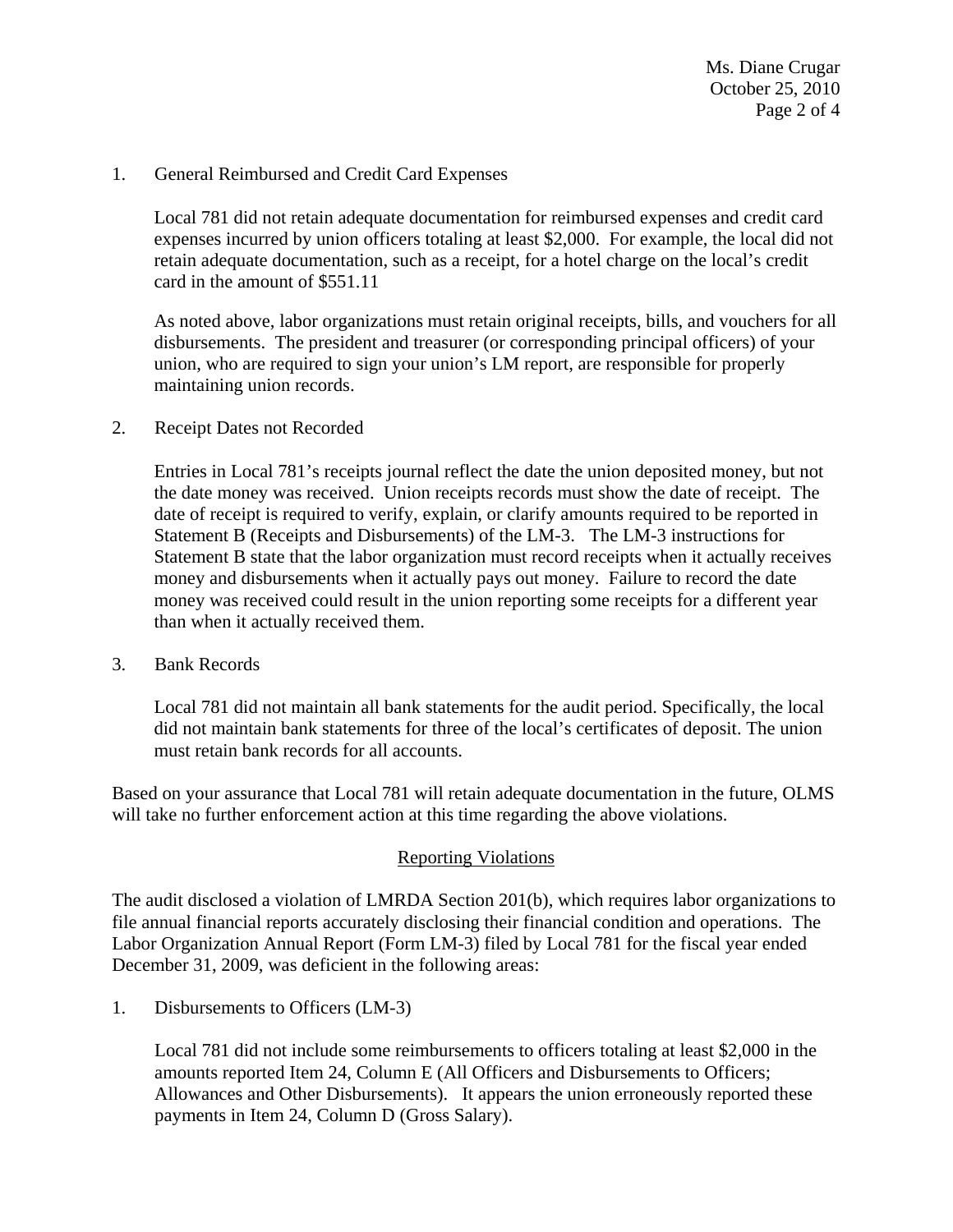1. General Reimbursed and Credit Card Expenses

   Local 781 did not retain adequate documentation for reimbursed expenses and credit card expenses incurred by union officers totaling at least $2,000. For example, the local did not retain adequate documentation, such as a receipt, for a hotel charge on the local's credit card in the amount of $551.11

   As noted above, labor organizations must retain original receipts, bills, and vouchers for all disbursements. The president and treasurer (or corresponding principal officers) of your union, who are required to sign your union's LM report, are responsible for properly maintaining union records.

2. Receipt Dates not Recorded

   Entries in Local 781's receipts journal reflect the date the union deposited money, but not the date money was received. Union receipts records must show the date of receipt. The date of receipt is required to verify, explain, or clarify amounts required to be reported in Statement B (Receipts and Disbursements) of the LM-3. The LM-3 instructions for Statement B state that the labor organization must record receipts when it actually receives money and disbursements when it actually pays out money. Failure to record the date money was received could result in the union reporting some receipts for a different year than when it actually received them.

3. Bank Records

   Local 781 did not maintain all bank statements for the audit period. Specifically, the local did not maintain bank statements for three of the local's certificates of deposit. The union must retain bank records for all accounts.

Based on your assurance that Local 781 will retain adequate documentation in the future, OLMS will take no further enforcement action at this time regarding the above violations.

## Reporting Violations

The audit disclosed a violation of LMRDA Section 201(b), which requires labor organizations to file annual financial reports accurately disclosing their financial condition and operations. The Labor Organization Annual Report (Form LM-3) filed by Local 781 for the fiscal year ended December 31, 2009, was deficient in the following areas:

1. Disbursements to Officers (LM-3)

   Local 781 did not include some reimbursements to officers totaling at least $2,000 in the amounts reported Item 24, Column E (All Officers and Disbursements to Officers; Allowances and Other Disbursements). It appears the union erroneously reported these payments in Item 24, Column D (Gross Salary).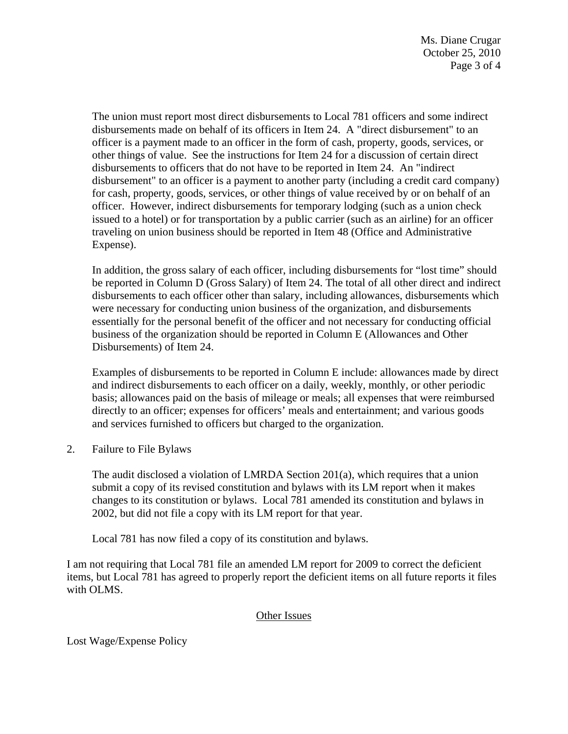The union must report most direct disbursements to Local 781 officers and some indirect disbursements made on behalf of its officers in Item 24. A "direct disbursement" to an officer is a payment made to an officer in the form of cash, property, goods, services, or other things of value. See the instructions for Item 24 for a discussion of certain direct disbursements to officers that do not have to be reported in Item 24. An "indirect disbursement" to an officer is a payment to another party (including a credit card company) for cash, property, goods, services, or other things of value received by or on behalf of an officer. However, indirect disbursements for temporary lodging (such as a union check issued to a hotel) or for transportation by a public carrier (such as an airline) for an officer traveling on union business should be reported in Item 48 (Office and Administrative Expense).

In addition, the gross salary of each officer, including disbursements for "lost time" should be reported in Column D (Gross Salary) of Item 24. The total of all other direct and indirect disbursements to each officer other than salary, including allowances, disbursements which were necessary for conducting union business of the organization, and disbursements essentially for the personal benefit of the officer and not necessary for conducting official business of the organization should be reported in Column E (Allowances and Other Disbursements) of Item 24.

Examples of disbursements to be reported in Column E include: allowances made by direct and indirect disbursements to each officer on a daily, weekly, monthly, or other periodic basis; allowances paid on the basis of mileage or meals; all expenses that were reimbursed directly to an officer; expenses for officers' meals and entertainment; and various goods and services furnished to officers but charged to the organization.

2. Failure to File Bylaws

The audit disclosed a violation of LMRDA Section 201(a), which requires that a union submit a copy of its revised constitution and bylaws with its LM report when it makes changes to its constitution or bylaws. Local 781 amended its constitution and bylaws in 2002, but did not file a copy with its LM report for that year.

Local 781 has now filed a copy of its constitution and bylaws.

I am not requiring that Local 781 file an amended LM report for 2009 to correct the deficient items, but Local 781 has agreed to properly report the deficient items on all future reports it files with OLMS.

## Other Issues

Lost Wage/Expense Policy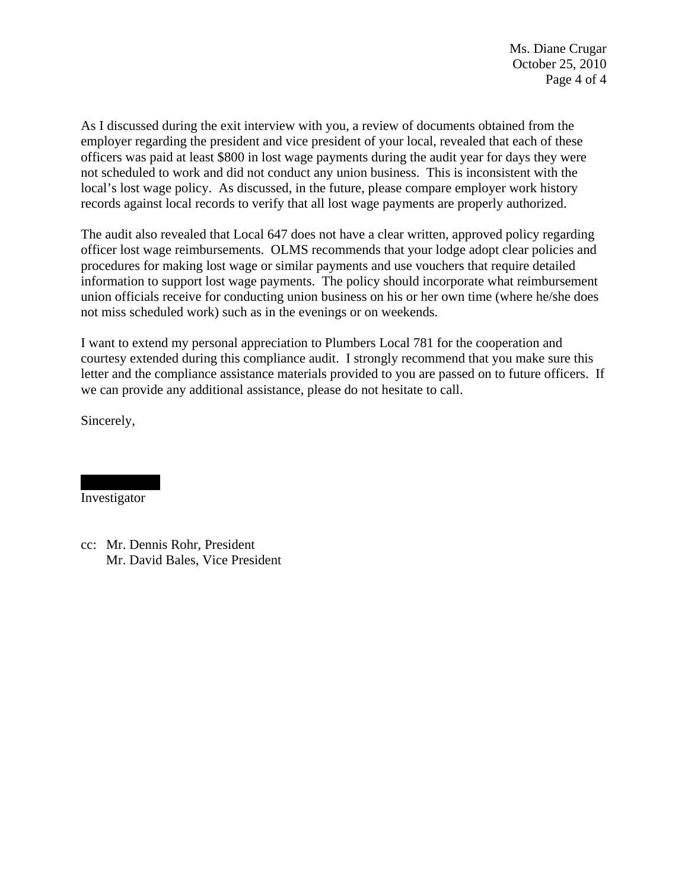As I discussed during the exit interview with you, a review of documents obtained from the employer regarding the president and vice president of your local, revealed that each of these officers was paid at least $800 in lost wage payments during the audit year for days they were not scheduled to work and did not conduct any union business. This is inconsistent with the local's lost wage policy. As discussed, in the future, please compare employer work history records against local records to verify that all lost wage payments are properly authorized.

The audit also revealed that Local 647 does not have a clear written, approved policy regarding officer lost wage reimbursements. OLMS recommends that your lodge adopt clear policies and procedures for making lost wage or similar payments and use vouchers that require detailed information to support lost wage payments. The policy should incorporate what reimbursement union officials receive for conducting union business on his or her own time (where he/she does not miss scheduled work) such as in the evenings or on weekends.

I want to extend my personal appreciation to Plumbers Local 781 for the cooperation and courtesy extended during this compliance audit. I strongly recommend that you make sure this letter and the compliance assistance materials provided to you are passed on to future officers. If we can provide any additional assistance, please do not hesitate to call.

Sincerely,

Investigator

cc: Mr. Dennis Rohr, President
Mr. David Bales, Vice President